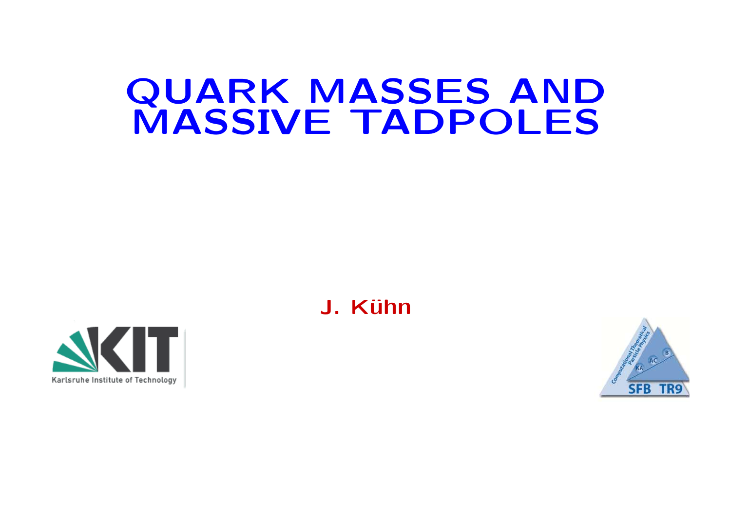# QUARK MASSES AND MASSIVE TADPOLES

**J. Kühn**

Karlsruhe Institute of Technology

Computational Theoretical Particle Physics

KA AC B

SFB TR9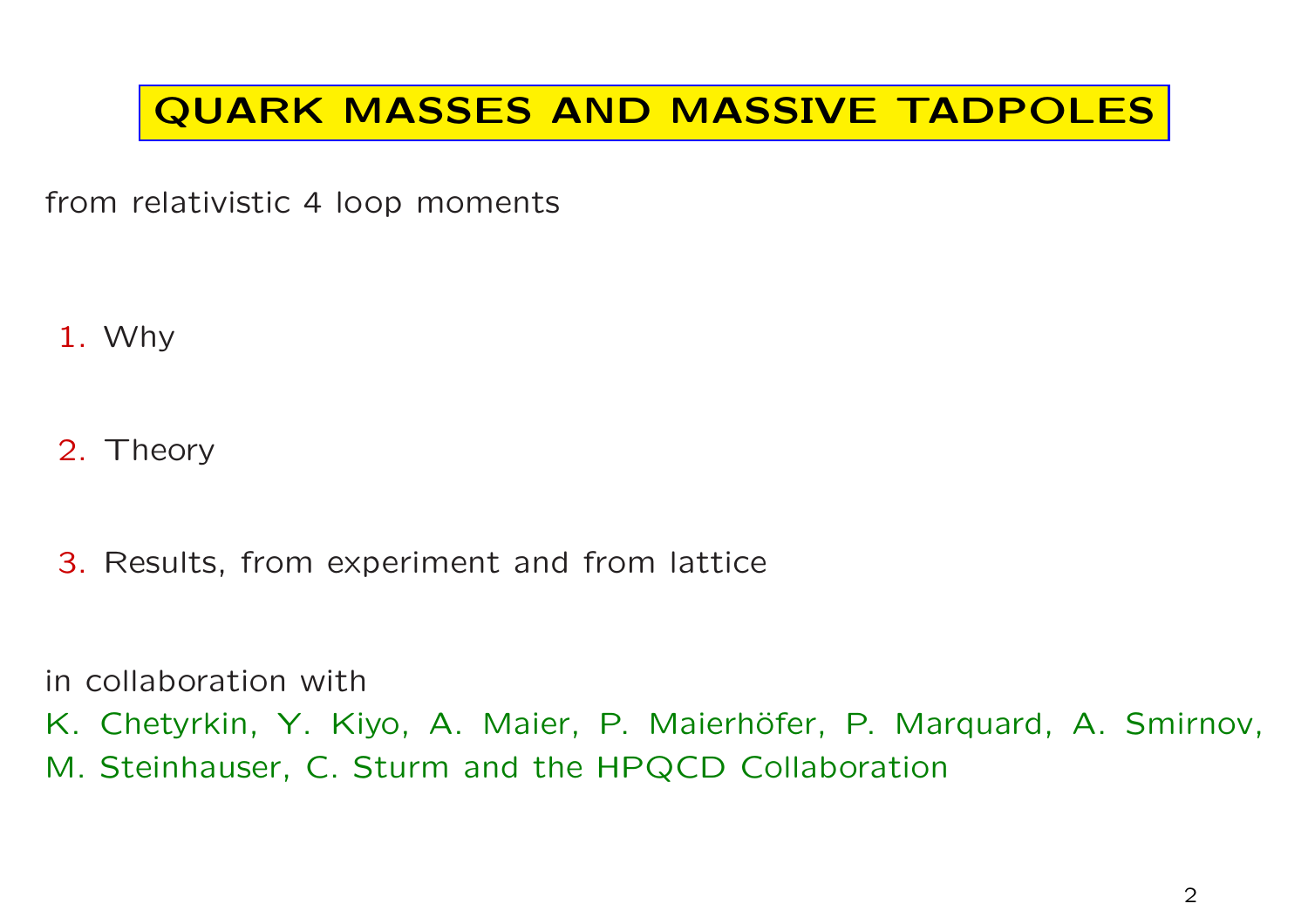# QUARK MASSES AND MASSIVE TADPOLES

from relativistic 4 loop moments

1. Why

2. Theory

3. Results, from experiment and from lattice

in collaboration with
K. Chetyrkin, Y. Kiyo, A. Maier, P. Maierhöfer, P. Marquard, A. Smirnov, M. Steinhauser, C. Sturm and the HPQCD Collaboration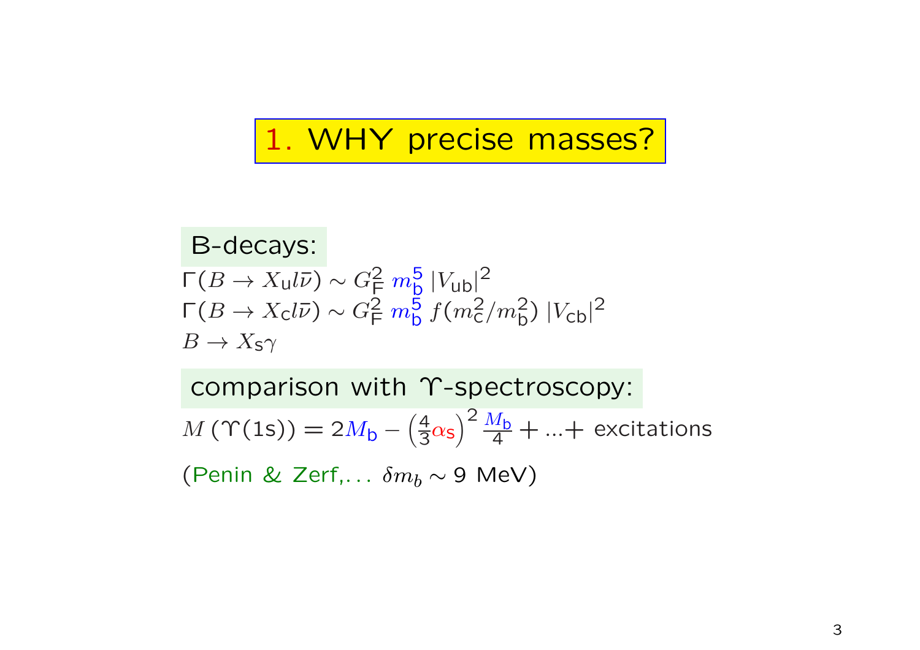# 1. WHY precise masses?

B-decays:

$\Gamma(B \to X_u l \bar{\nu}) \sim G_F^2 \, m_b^5 \, |V_{ub}|^2$

$\Gamma(B \to X_c l \bar{\nu}) \sim G_F^2 \, m_b^5 \, f(m_c^2/m_b^2) \, |V_{cb}|^2$

$B \to X_s \gamma$

comparison with $\Upsilon$-spectroscopy:

$M\,(\Upsilon(1s)) = 2M_b - \left(\frac{4}{3}\alpha_s\right)^2 \frac{M_b}{4} + ...+$ excitations

(Penin & Zerf,... $\delta m_b \sim 9$ MeV)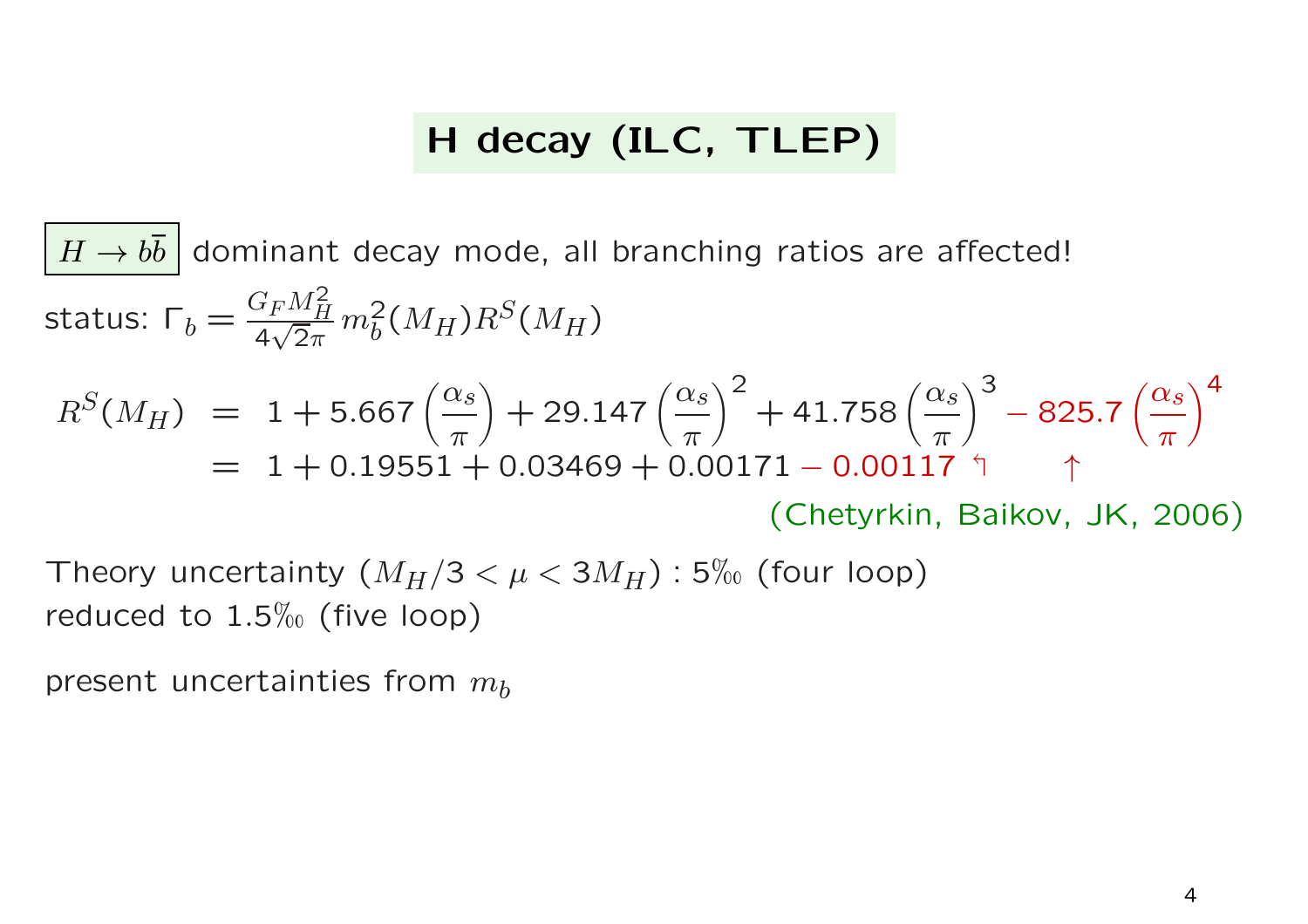# H decay (ILC, TLEP)

$\boxed{H \to b\bar{b}}$ dominant decay mode, all branching ratios are affected!

status: $\Gamma_b = \frac{G_F M_H^2}{4\sqrt{2}\pi} m_b^2(M_H) R^S(M_H)$

$$
\begin{aligned}
R^S(M_H) &= 1 + 5.667\left(\frac{\alpha_s}{\pi}\right) + 29.147\left(\frac{\alpha_s}{\pi}\right)^2 + 41.758\left(\frac{\alpha_s}{\pi}\right)^3 - 825.7\left(\frac{\alpha_s}{\pi}\right)^4 \\
&= 1 + 0.19551 + 0.03469 + 0.00171 - 0.00117 \;\Lsh \qquad \uparrow
\end{aligned}
$$

(Chetyrkin, Baikov, JK, 2006)

Theory uncertainty ($M_H/3 < \mu < 3M_H$) : 5‰ (four loop)
reduced to 1.5‰ (five loop)

present uncertainties from $m_b$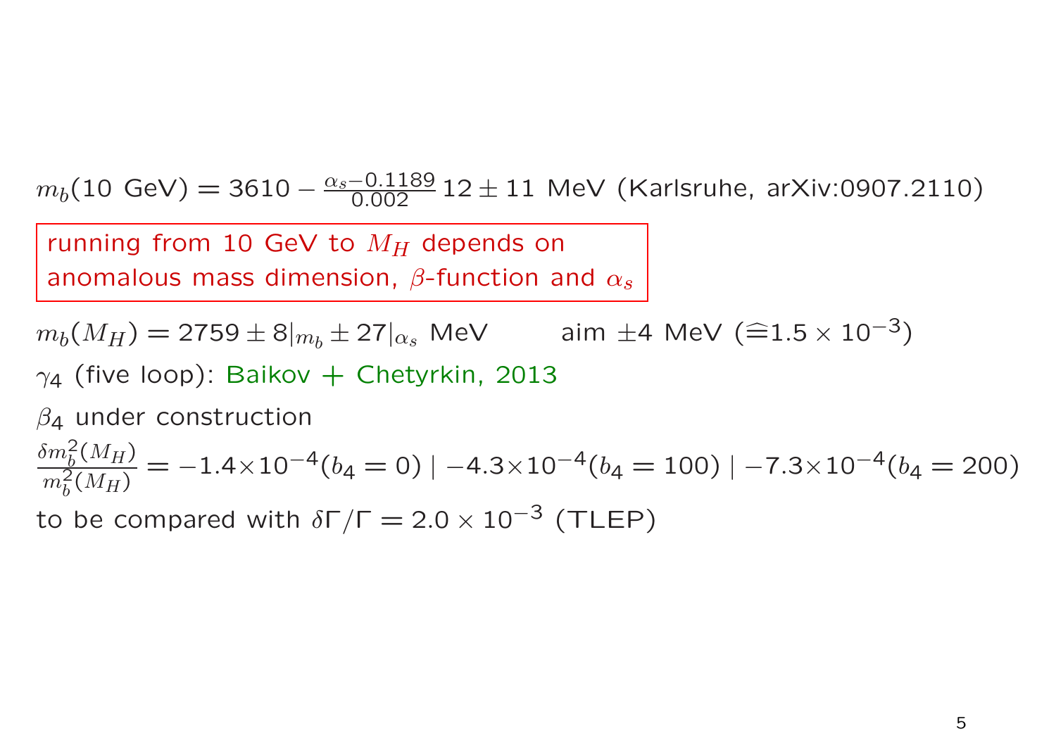$m_b(10\text{ GeV}) = 3610 - \frac{\alpha_s - 0.1189}{0.002} 12 \pm 11$ MeV (Karlsruhe, arXiv:0907.2110)

running from 10 GeV to $M_H$ depends on anomalous mass dimension, $\beta$-function and $\alpha_s$

$m_b(M_H) = 2759 \pm 8|_{m_b} \pm 27|_{\alpha_s}$ MeV     aim $\pm 4$ MeV ($\widehat{=} 1.5 \times 10^{-3}$)

$\gamma_4$ (five loop): Baikov + Chetyrkin, 2013

$\beta_4$ under construction

$\frac{\delta m_b^2(M_H)}{m_b^2(M_H)} = -1.4 \times 10^{-4} (b_4 = 0) \mid -4.3 \times 10^{-4} (b_4 = 100) \mid -7.3 \times 10^{-4} (b_4 = 200)$

to be compared with $\delta\Gamma/\Gamma = 2.0 \times 10^{-3}$ (TLEP)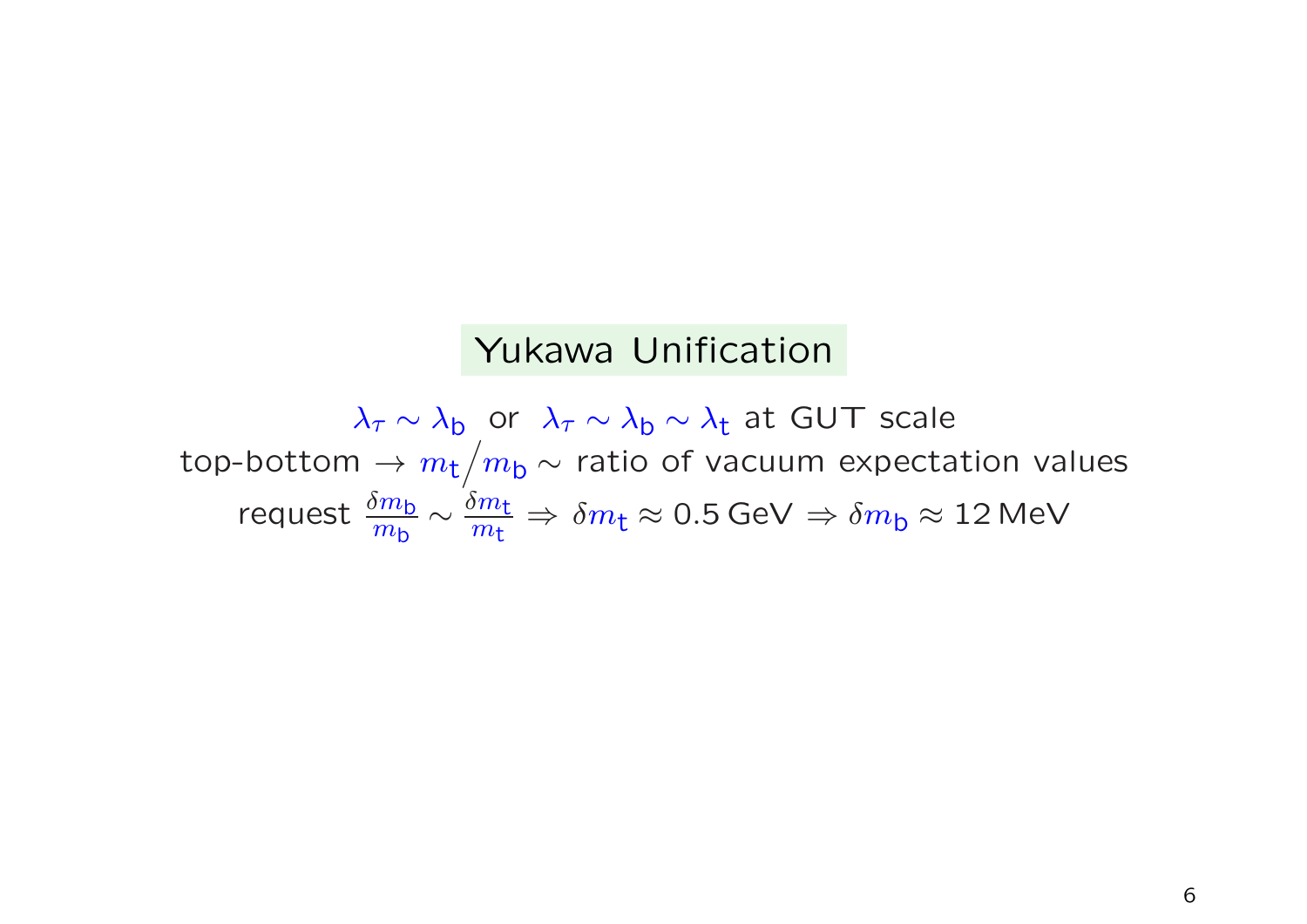## Yukawa Unification

$\lambda_\tau \sim \lambda_\mathrm{b}$ or $\lambda_\tau \sim \lambda_\mathrm{b} \sim \lambda_\mathrm{t}$ at GUT scale

top-bottom $\rightarrow m_\mathrm{t} \big/ m_\mathrm{b} \sim$ ratio of vacuum expectation values

request $\frac{\delta m_\mathrm{b}}{m_\mathrm{b}} \sim \frac{\delta m_\mathrm{t}}{m_\mathrm{t}} \Rightarrow \delta m_\mathrm{t} \approx 0.5\,\mathrm{GeV} \Rightarrow \delta m_\mathrm{b} \approx 12\,\mathrm{MeV}$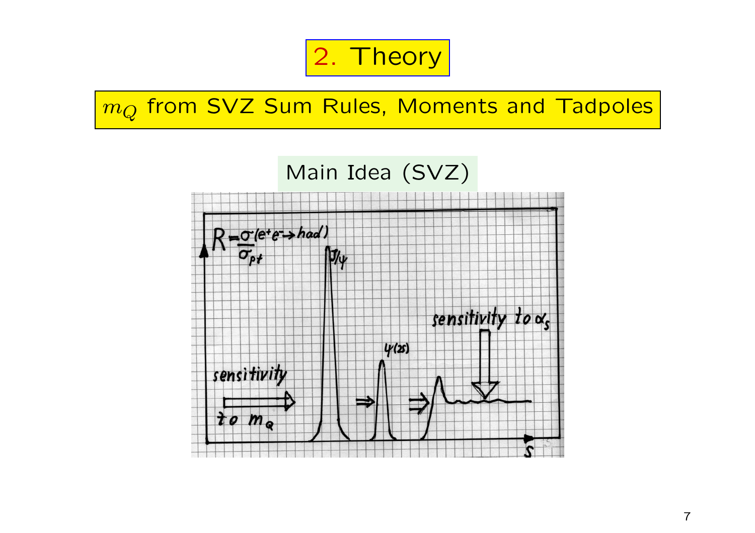# 2. Theory

## $m_Q$ from SVZ Sum Rules, Moments and Tadpoles

### Main Idea (SVZ)

$R = \frac{\sigma(e^+e^- \to had)}{\sigma_{pt}}$

$J/\psi$

$\psi(2S)$

sensitivity to $\alpha_s$

sensitivity to $m_Q$

$s$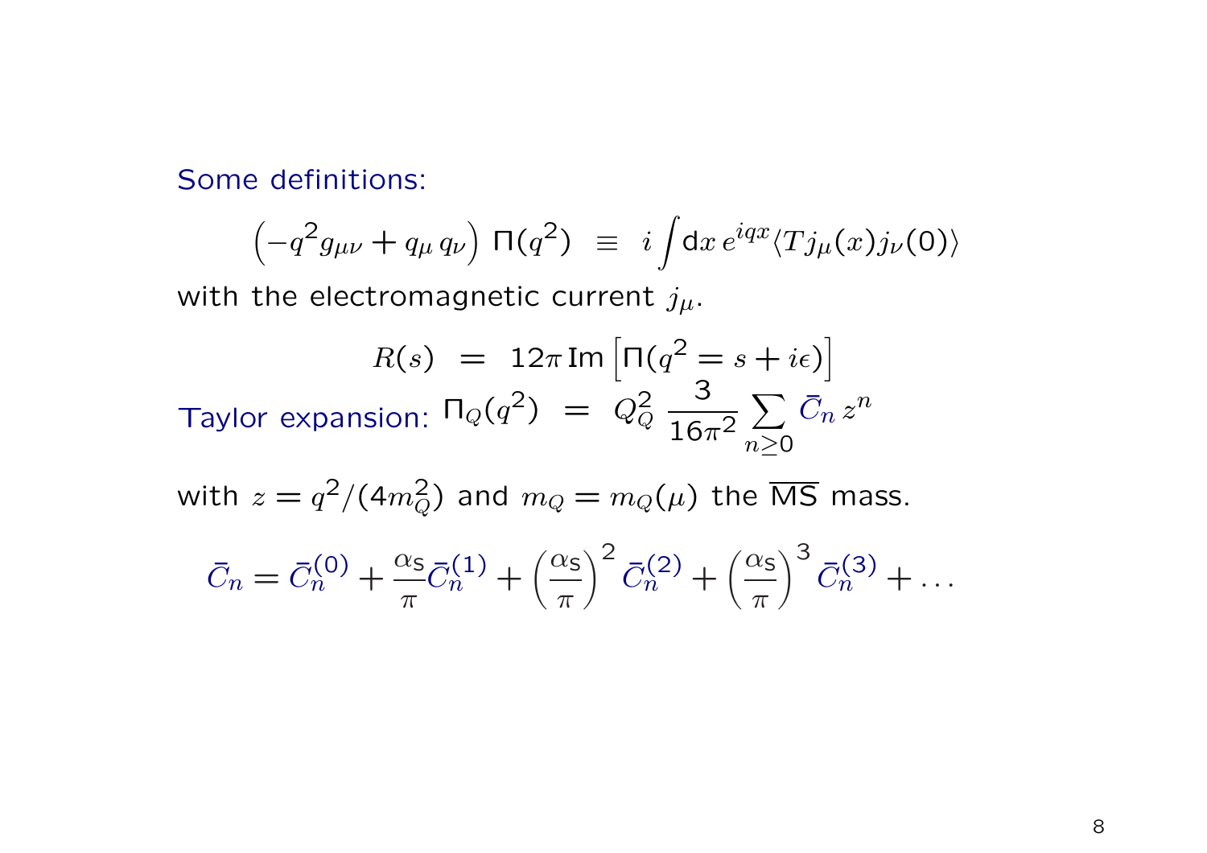Some definitions:

$$\left(-q^2 g_{\mu\nu} + q_\mu\, q_\nu\right)\, \Pi(q^2) \;\; \equiv \;\; i\int \mathrm{d}x\, e^{iqx} \langle T j_\mu(x) j_\nu(0)\rangle$$

with the electromagnetic current $j_\mu$.

$$R(s) \;\; = \;\; 12\pi\, \mathrm{Im}\left[\Pi(q^2 = s + i\epsilon)\right]$$

Taylor expansion: $\Pi_Q(q^2) \;\; = \;\; Q_Q^2\, \dfrac{3}{16\pi^2} \sum_{n\geq 0} \bar{C}_n\, z^n$

with $z = q^2/(4m_Q^2)$ and $m_Q = m_Q(\mu)$ the $\overline{\mathrm{MS}}$ mass.

$$\bar{C}_n = \bar{C}_n^{(0)} + \frac{\alpha_s}{\pi}\bar{C}_n^{(1)} + \left(\frac{\alpha_s}{\pi}\right)^2 \bar{C}_n^{(2)} + \left(\frac{\alpha_s}{\pi}\right)^3 \bar{C}_n^{(3)} + \ldots$$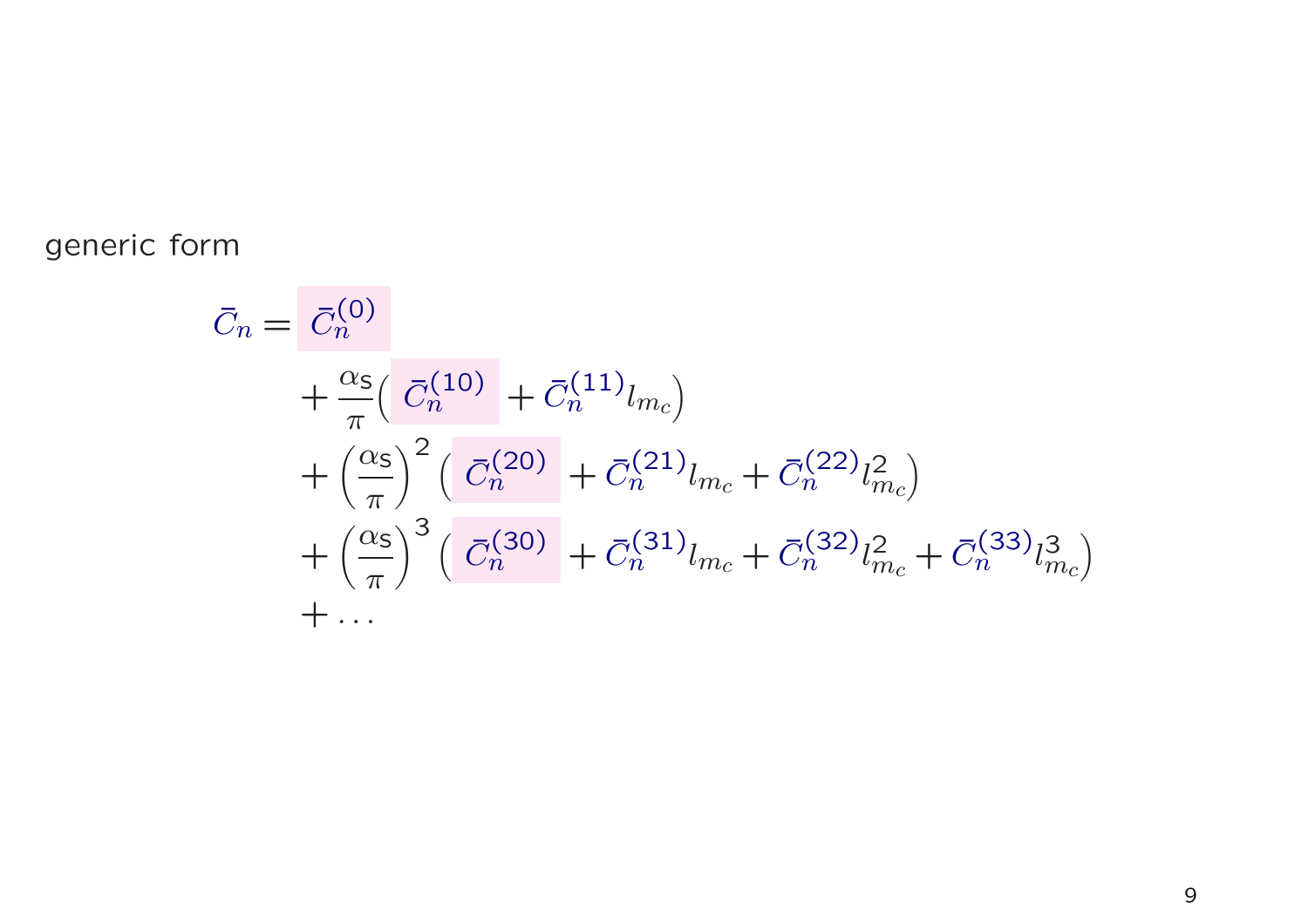generic form

$$
\begin{aligned}
\bar{C}_n = \; & \bar{C}_n^{(0)} \\
& + \frac{\alpha_s}{\pi}\Big( \bar{C}_n^{(10)} + \bar{C}_n^{(11)} l_{m_c} \Big) \\
& + \left(\frac{\alpha_s}{\pi}\right)^2 \Big( \bar{C}_n^{(20)} + \bar{C}_n^{(21)} l_{m_c} + \bar{C}_n^{(22)} l_{m_c}^2 \Big) \\
& + \left(\frac{\alpha_s}{\pi}\right)^3 \Big( \bar{C}_n^{(30)} + \bar{C}_n^{(31)} l_{m_c} + \bar{C}_n^{(32)} l_{m_c}^2 + \bar{C}_n^{(33)} l_{m_c}^3 \Big) \\
& + \ldots
\end{aligned}
$$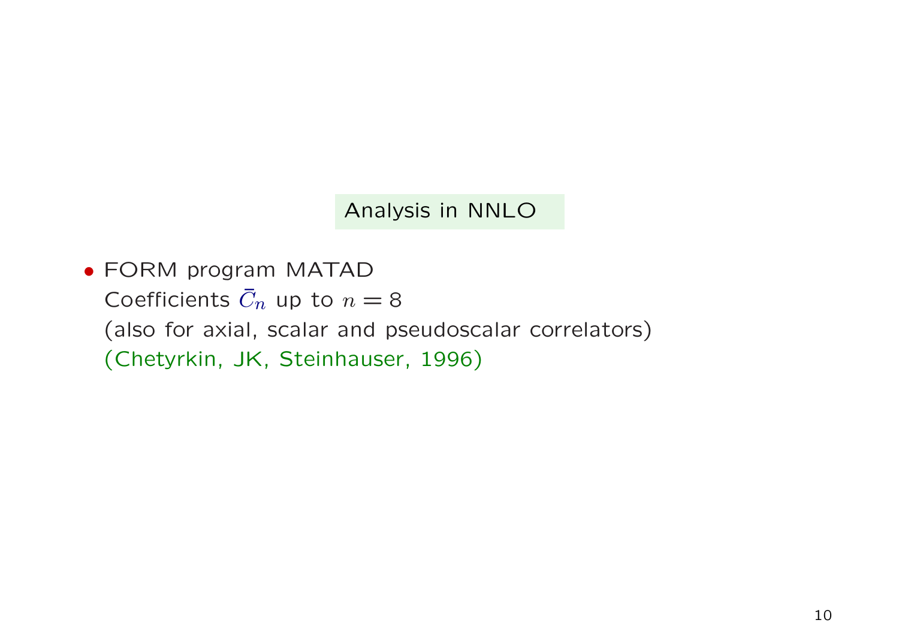## Analysis in NNLO

- FORM program MATAD
  Coefficients $\bar{C}_n$ up to $n = 8$
  (also for axial, scalar and pseudoscalar correlators)
  (Chetyrkin, JK, Steinhauser, 1996)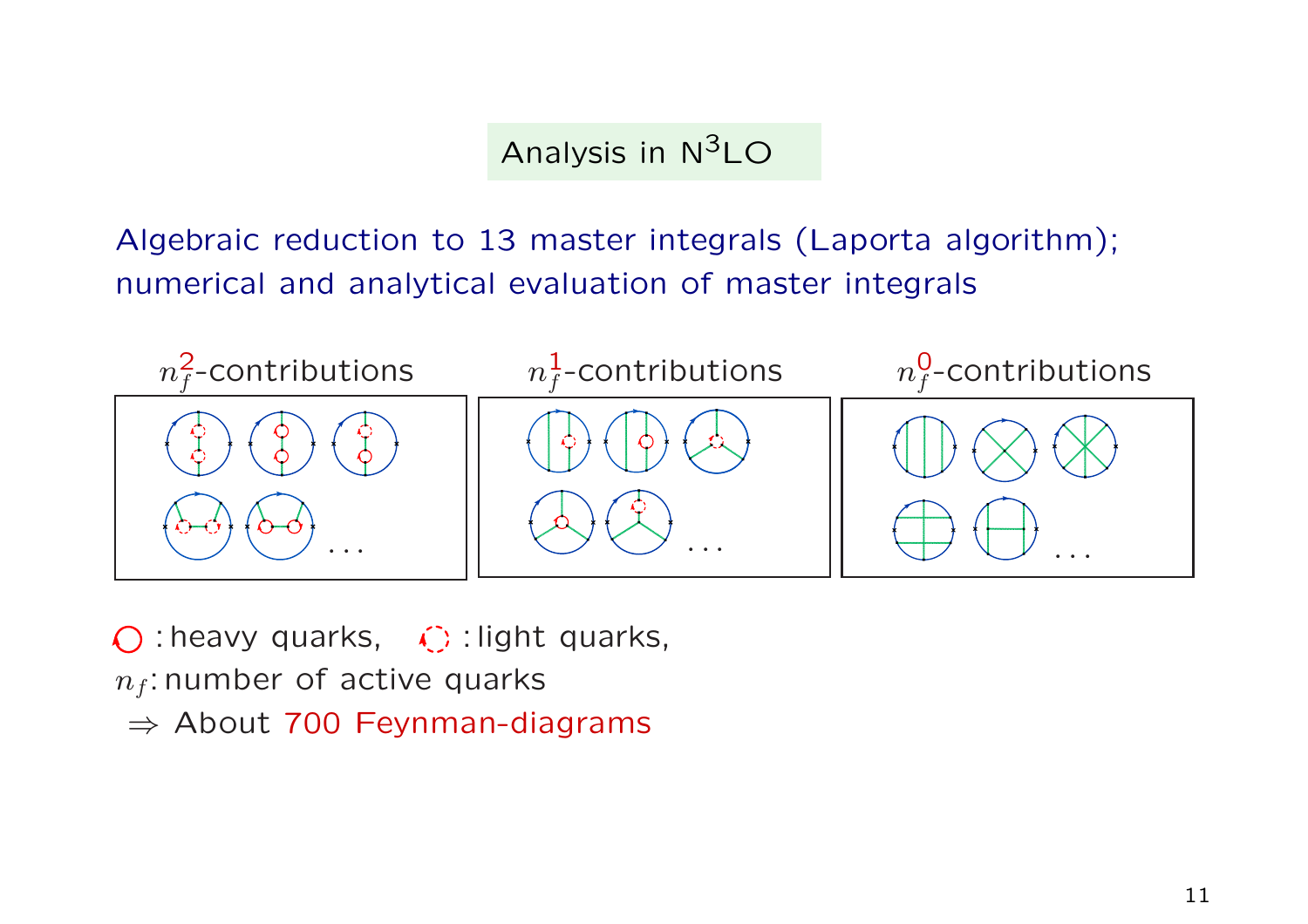## Analysis in $N^3LO$

Algebraic reduction to 13 master integrals (Laporta algorithm); numerical and analytical evaluation of master integrals

$n_f^2$-contributions

. . .

$n_f^1$-contributions

. . .

$n_f^0$-contributions

. . .

: heavy quarks, : light quarks,

$n_f$: number of active quarks

$\Rightarrow$ About 700 Feynman-diagrams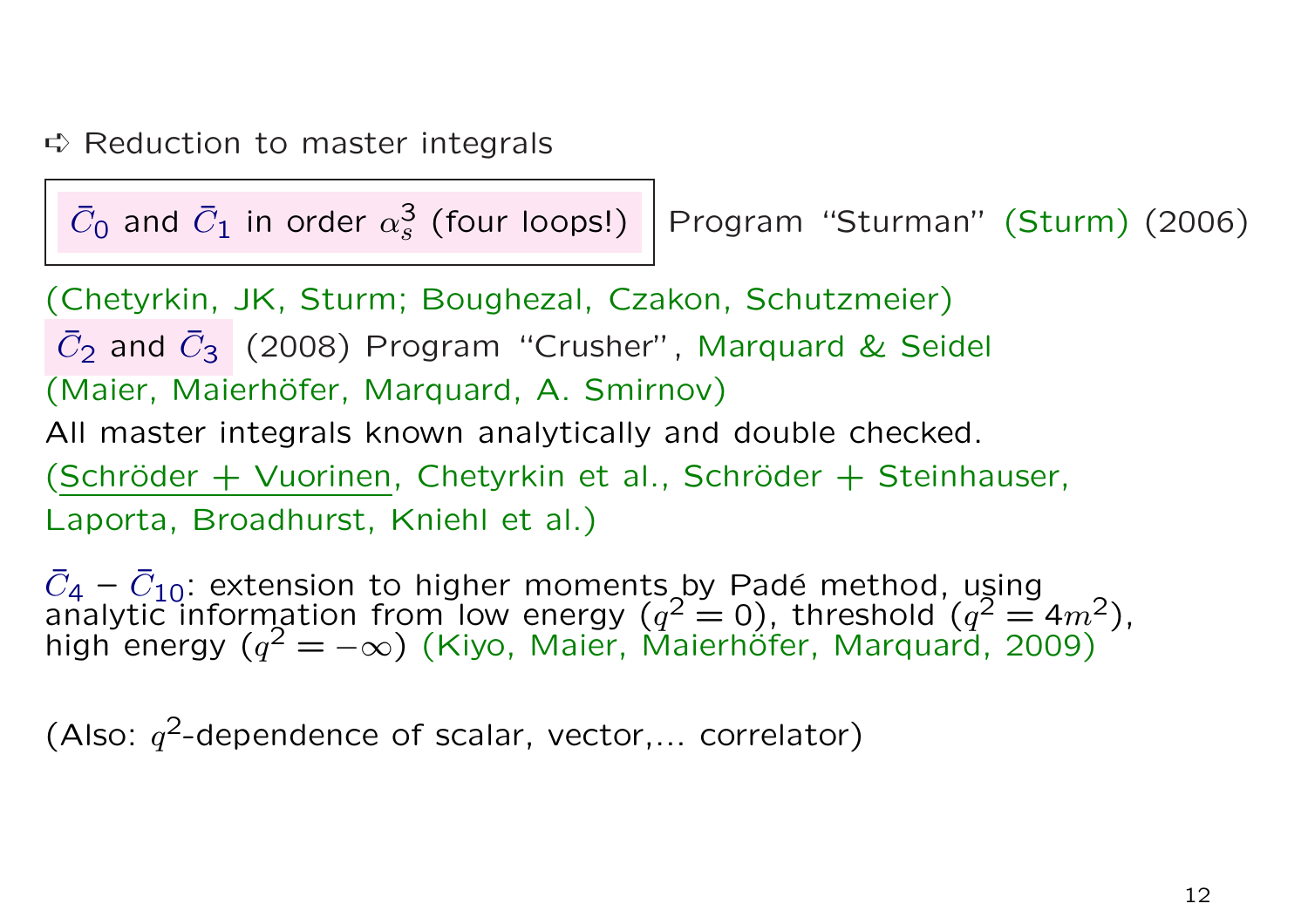➪ Reduction to master integrals

$\bar{C}_0$ and $\bar{C}_1$ in order $\alpha_s^3$ (four loops!) Program "Sturman" (Sturm) (2006)

(Chetyrkin, JK, Sturm; Boughezal, Czakon, Schutzmeier)

$\bar{C}_2$ and $\bar{C}_3$ (2008) Program "Crusher", Marquard & Seidel

(Maier, Maierhöfer, Marquard, A. Smirnov)

All master integrals known analytically and double checked.

(Schröder + Vuorinen, Chetyrkin et al., Schröder + Steinhauser, Laporta, Broadhurst, Kniehl et al.)

$\bar{C}_4 - \bar{C}_{10}$: extension to higher moments by Padé method, using analytic information from low energy ($q^2 = 0$), threshold ($q^2 = 4m^2$), high energy ($q^2 = -\infty$) (Kiyo, Maier, Maierhöfer, Marquard, 2009)

(Also: $q^2$-dependence of scalar, vector,... correlator)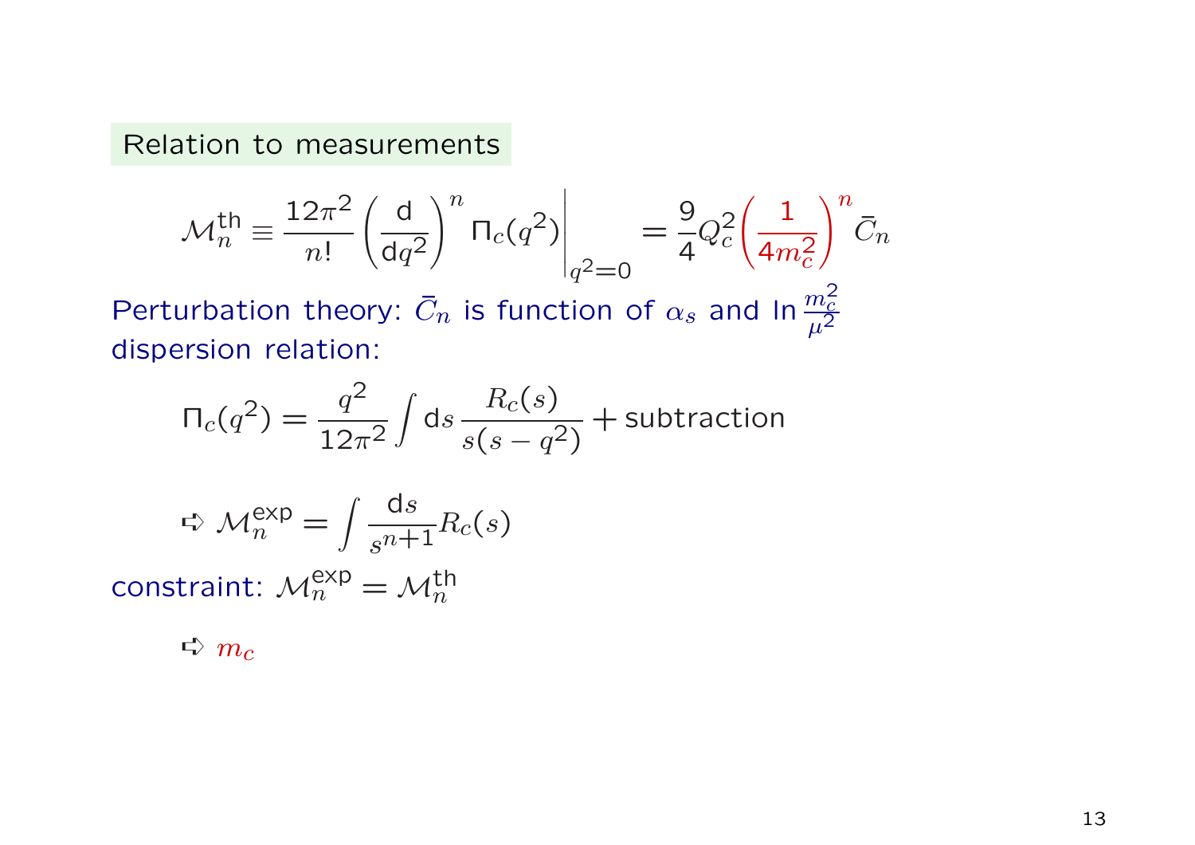## Relation to measurements

$$\mathcal{M}_n^{\text{th}} \equiv \frac{12\pi^2}{n!}\left(\frac{\mathrm{d}}{\mathrm{d}q^2}\right)^n \Pi_c(q^2)\bigg|_{q^2=0} = \frac{9}{4}Q_c^2\left(\frac{1}{4m_c^2}\right)^n \bar{C}_n$$

Perturbation theory: $\bar{C}_n$ is function of $\alpha_s$ and $\ln\frac{m_c^2}{\mu^2}$

dispersion relation:

$$\Pi_c(q^2) = \frac{q^2}{12\pi^2}\int \mathrm{d}s\,\frac{R_c(s)}{s(s-q^2)} + \text{subtraction}$$

$$\Rightarrow \mathcal{M}_n^{\text{exp}} = \int \frac{\mathrm{d}s}{s^{n+1}}R_c(s)$$

constraint: $\mathcal{M}_n^{\text{exp}} = \mathcal{M}_n^{\text{th}}$

$\Rightarrow m_c$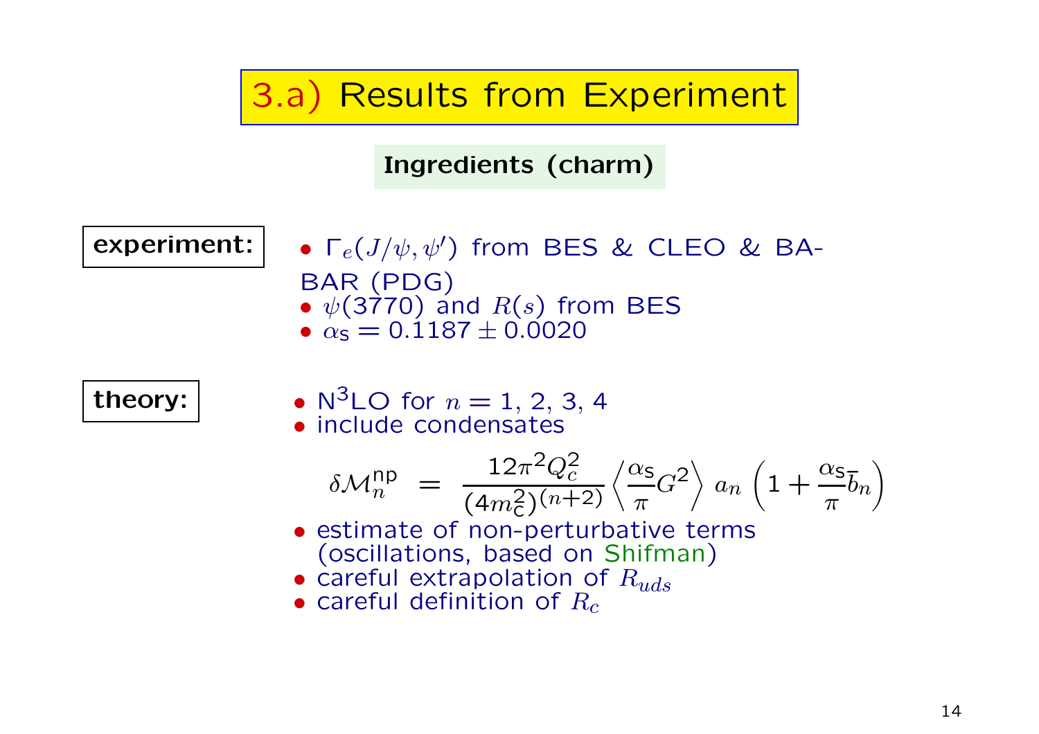# 3.a) Results from Experiment

## Ingredients (charm)

**experiment:**

- $\Gamma_e(J/\psi, \psi')$ from BES & CLEO & BABAR (PDG)
- $\psi(3770)$ and $R(s)$ from BES
- $\alpha_s = 0.1187 \pm 0.0020$

**theory:**

- $\text{N}^3\text{LO}$ for $n = 1, 2, 3, 4$
- include condensates

$$\delta\mathcal{M}_n^{\text{np}} \;=\; \frac{12\pi^2 Q_c^2}{(4m_c^2)^{(n+2)}} \left\langle \frac{\alpha_s}{\pi} G^2 \right\rangle a_n \left(1 + \frac{\alpha_s}{\pi} \bar{b}_n\right)$$

- estimate of non-perturbative terms (oscillations, based on Shifman)
- careful extrapolation of $R_{uds}$
- careful definition of $R_c$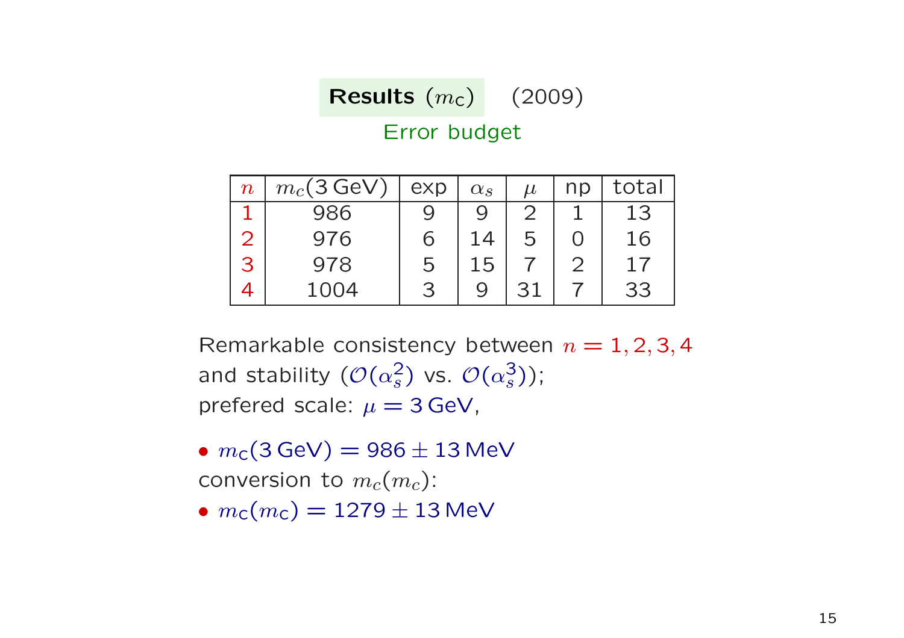## Results ($m_c$) (2009)

Error budget

| $n$ | $m_c(3\,\text{GeV})$ | exp | $\alpha_s$ | $\mu$ | np | total |
|---|---|---|---|---|---|---|
| 1 | 986 | 9 | 9 | 2 | 1 | 13 |
| 2 | 976 | 6 | 14 | 5 | 0 | 16 |
| 3 | 978 | 5 | 15 | 7 | 2 | 17 |
| 4 | 1004 | 3 | 9 | 31 | 7 | 33 |

Remarkable consistency between $n = 1, 2, 3, 4$ and stability ($\mathcal{O}(\alpha_s^2)$ vs. $\mathcal{O}(\alpha_s^3)$); prefered scale: $\mu = 3\,\text{GeV}$,

- $m_c(3\,\text{GeV}) = 986 \pm 13\,\text{MeV}$

conversion to $m_c(m_c)$:

- $m_c(m_c) = 1279 \pm 13\,\text{MeV}$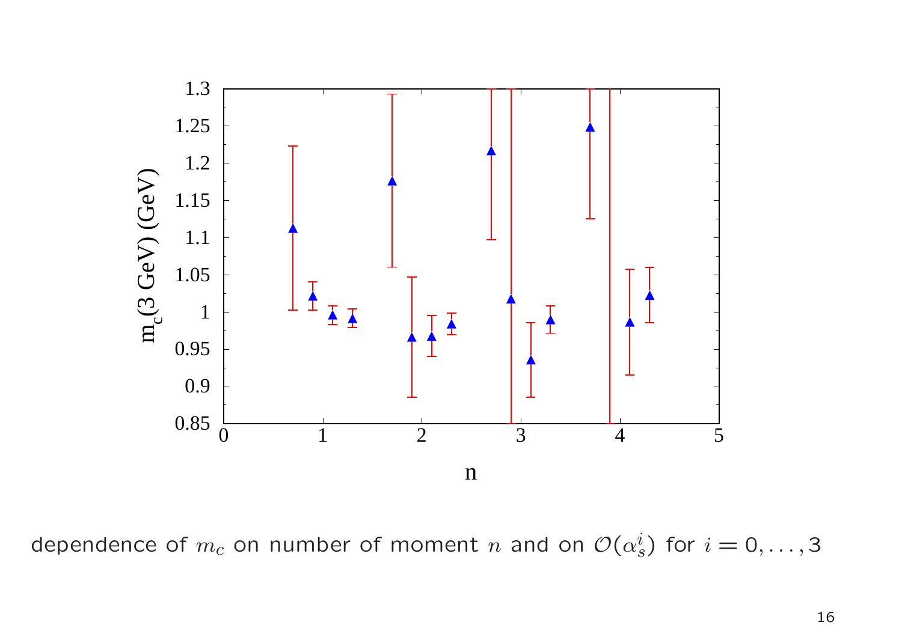dependence of $m_c$ on number of moment $n$ and on $\mathcal{O}(\alpha_s^i)$ for $i = 0, \ldots, 3$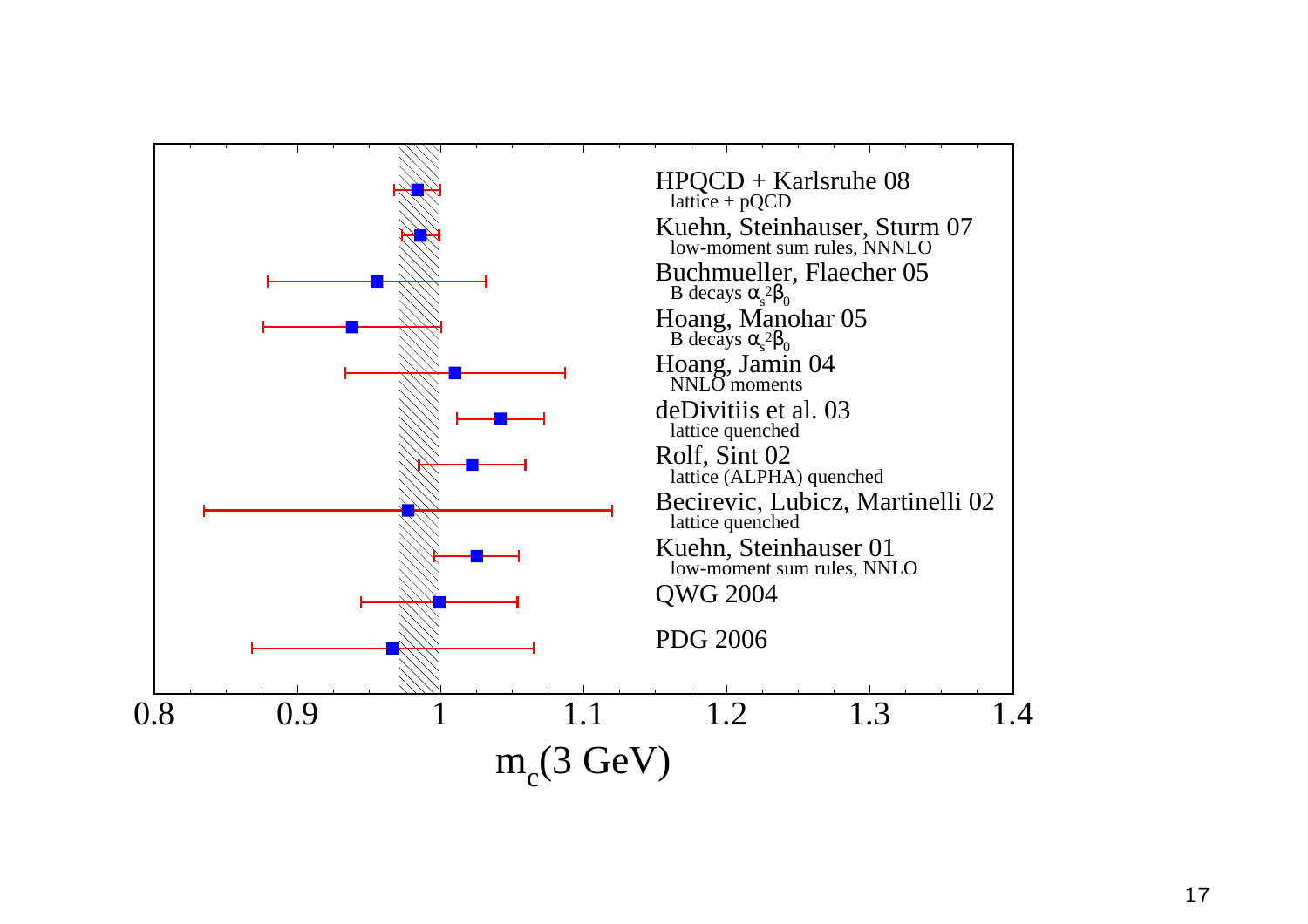HPQCD + Karlsruhe 08
lattice + pQCD

Kuehn, Steinhauser, Sturm 07
low-moment sum rules, NNNLO

Buchmueller, Flaecher 05
B decays $\alpha_s^2\beta_0$

Hoang, Manohar 05
B decays $\alpha_s^2\beta_0$

Hoang, Jamin 04
NNLO moments

deDivitiis et al. 03
lattice quenched

Rolf, Sint 02
lattice (ALPHA) quenched

Becirevic, Lubicz, Martinelli 02
lattice quenched

Kuehn, Steinhauser 01
low-moment sum rules, NNLO

QWG 2004

PDG 2006

0.8 0.9 1 1.1 1.2 1.3 1.4

$m_c(3\text{ GeV})$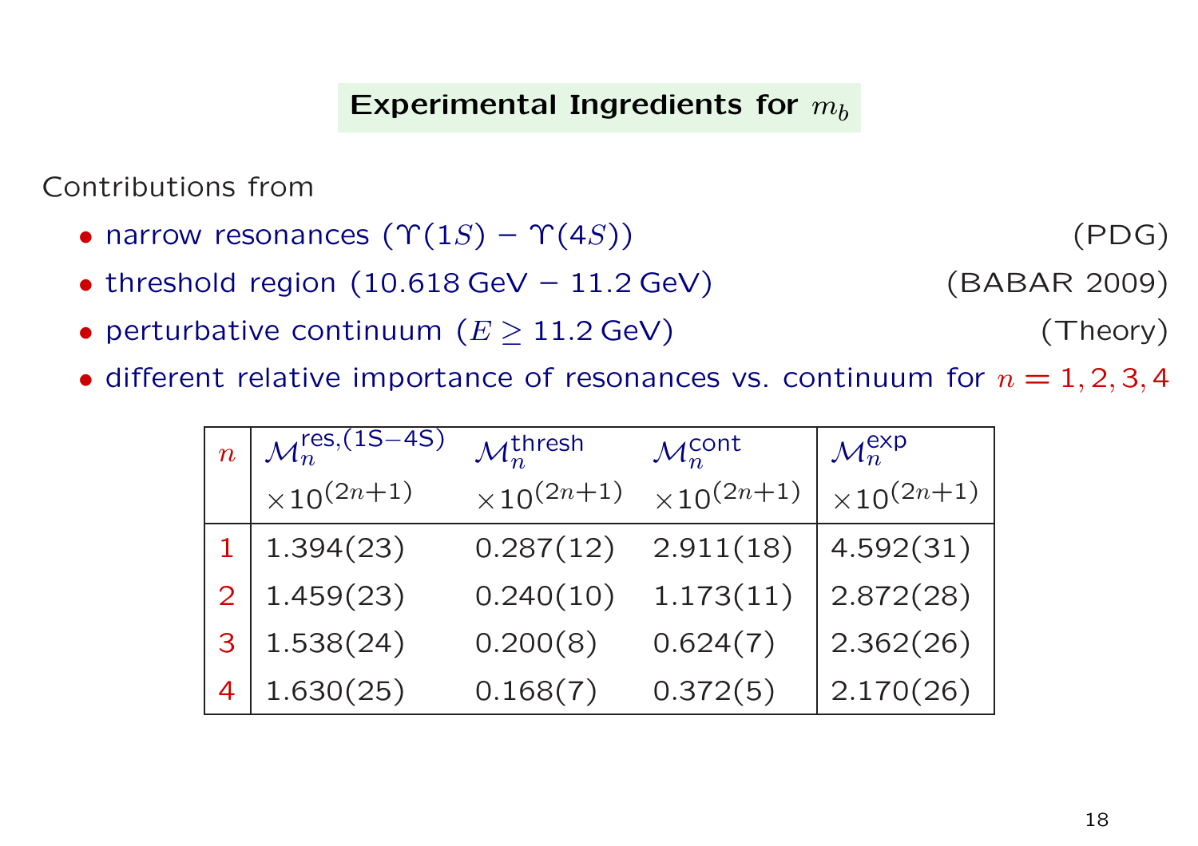## Experimental Ingredients for $m_b$

Contributions from

- narrow resonances ($\Upsilon(1S) - \Upsilon(4S)$) (PDG)
- threshold region (10.618 GeV − 11.2 GeV) (BABAR 2009)
- perturbative continuum ($E \geq 11.2$ GeV) (Theory)
- different relative importance of resonances vs. continuum for $n = 1, 2, 3, 4$

| $n$ | $\mathcal{M}_n^{\text{res,(1S−4S)}}$ $\times 10^{(2n+1)}$ | $\mathcal{M}_n^{\text{thresh}}$ $\times 10^{(2n+1)}$ | $\mathcal{M}_n^{\text{cont}}$ $\times 10^{(2n+1)}$ | $\mathcal{M}_n^{\text{exp}}$ $\times 10^{(2n+1)}$ |
|---|---|---|---|---|
| 1 | 1.394(23) | 0.287(12) | 2.911(18) | 4.592(31) |
| 2 | 1.459(23) | 0.240(10) | 1.173(11) | 2.872(28) |
| 3 | 1.538(24) | 0.200(8) | 0.624(7) | 2.362(26) |
| 4 | 1.630(25) | 0.168(7) | 0.372(5) | 2.170(26) |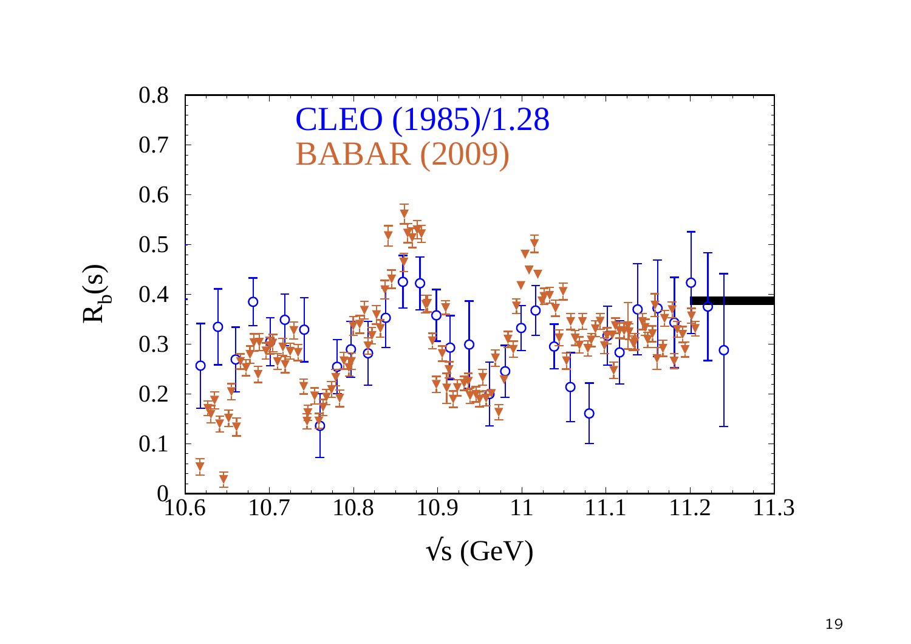CLEO (1985)/1.28

BABAR (2009)

$R_b(s)$

$\sqrt{s}$ (GeV)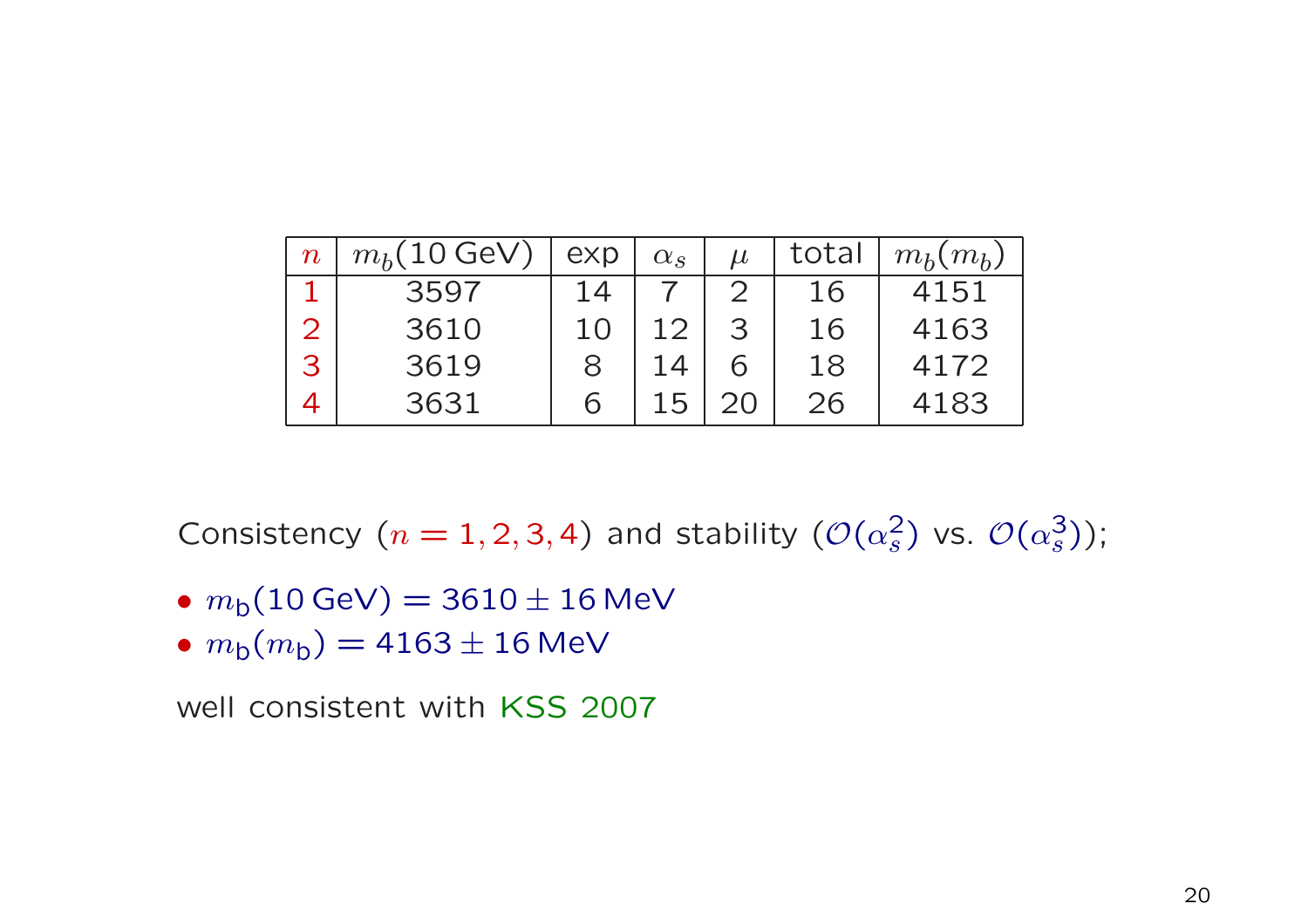| $n$ | $m_b(10\,\text{GeV})$ | exp | $\alpha_s$ | $\mu$ | total | $m_b(m_b)$ |
|---|---|---|---|---|---|---|
| 1 | 3597 | 14 | 7 | 2 | 16 | 4151 |
| 2 | 3610 | 10 | 12 | 3 | 16 | 4163 |
| 3 | 3619 | 8 | 14 | 6 | 18 | 4172 |
| 4 | 3631 | 6 | 15 | 20 | 26 | 4183 |

Consistency ($n = 1, 2, 3, 4$) and stability ($\mathcal{O}(\alpha_s^2)$ vs. $\mathcal{O}(\alpha_s^3)$);

- $m_{\text{b}}(10\,\text{GeV}) = 3610 \pm 16\,\text{MeV}$
- $m_{\text{b}}(m_{\text{b}}) = 4163 \pm 16\,\text{MeV}$

well consistent with KSS 2007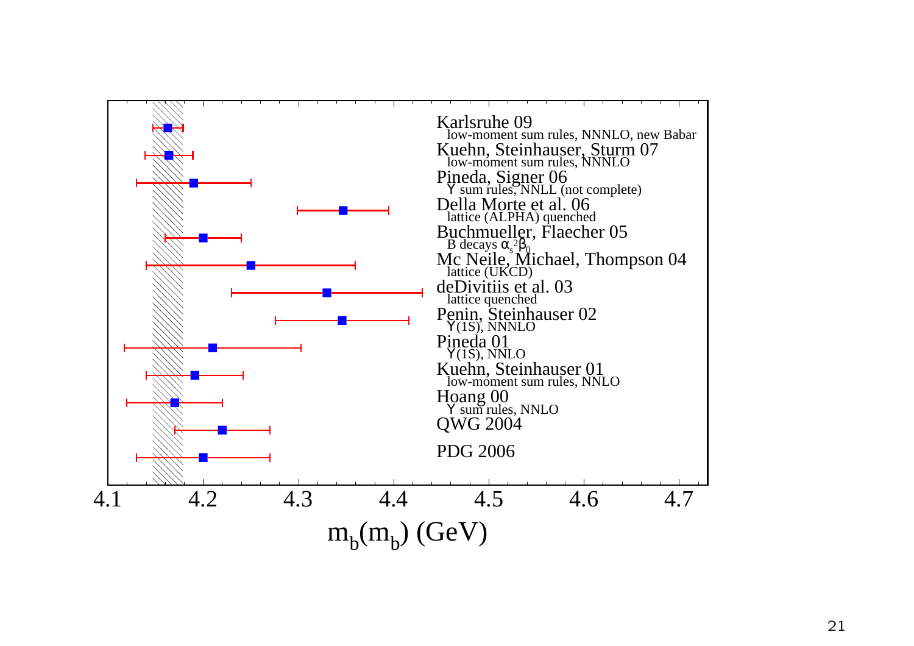Karlsruhe 09
low-moment sum rules, NNNLO, new Babar

Kuehn, Steinhauser, Sturm 07
low-moment sum rules, NNNLO

Pineda, Signer 06
$\Upsilon$ sum rules, NNLL (not complete)

Della Morte et al. 06
lattice (ALPHA) quenched

Buchmueller, Flaecher 05
B decays $\alpha_s^2\beta_0$

Mc Neile, Michael, Thompson 04
lattice (UKCD)

deDivitiis et al. 03
lattice quenched

Penin, Steinhauser 02
$\Upsilon$(1S), NNNLO

Pineda 01
$\Upsilon$(1S), NNLO

Kuehn, Steinhauser 01
low-moment sum rules, NNLO

Hoang 00
$\Upsilon$ sum rules, NNLO

QWG 2004

PDG 2006

4.1 4.2 4.3 4.4 4.5 4.6 4.7

$m_b(m_b)$ (GeV)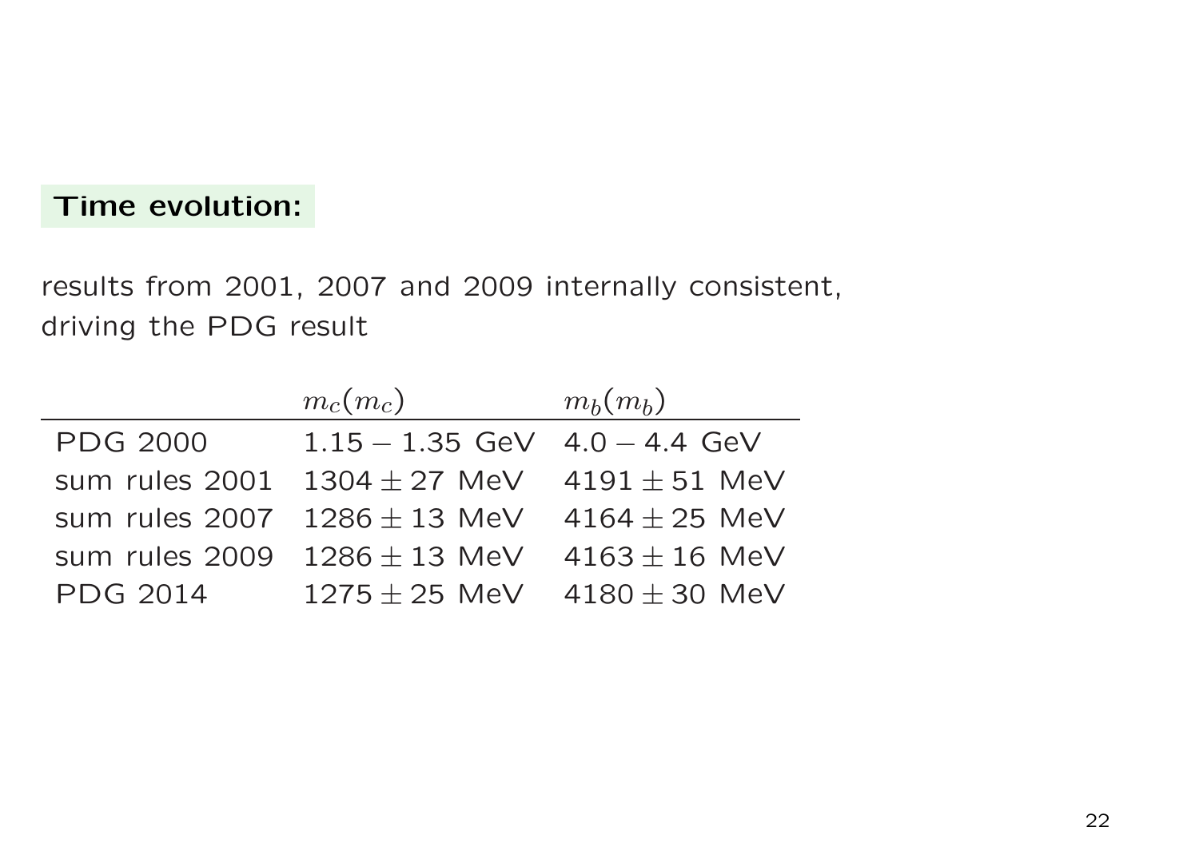**Time evolution:**

results from 2001, 2007 and 2009 internally consistent,
driving the PDG result

| | $m_c(m_c)$ | $m_b(m_b)$ |
|---|---|---|
| PDG 2000 | $1.15 - 1.35$ GeV | $4.0 - 4.4$ GeV |
| sum rules 2001 | $1304 \pm 27$ MeV | $4191 \pm 51$ MeV |
| sum rules 2007 | $1286 \pm 13$ MeV | $4164 \pm 25$ MeV |
| sum rules 2009 | $1286 \pm 13$ MeV | $4163 \pm 16$ MeV |
| PDG 2014 | $1275 \pm 25$ MeV | $4180 \pm 30$ MeV |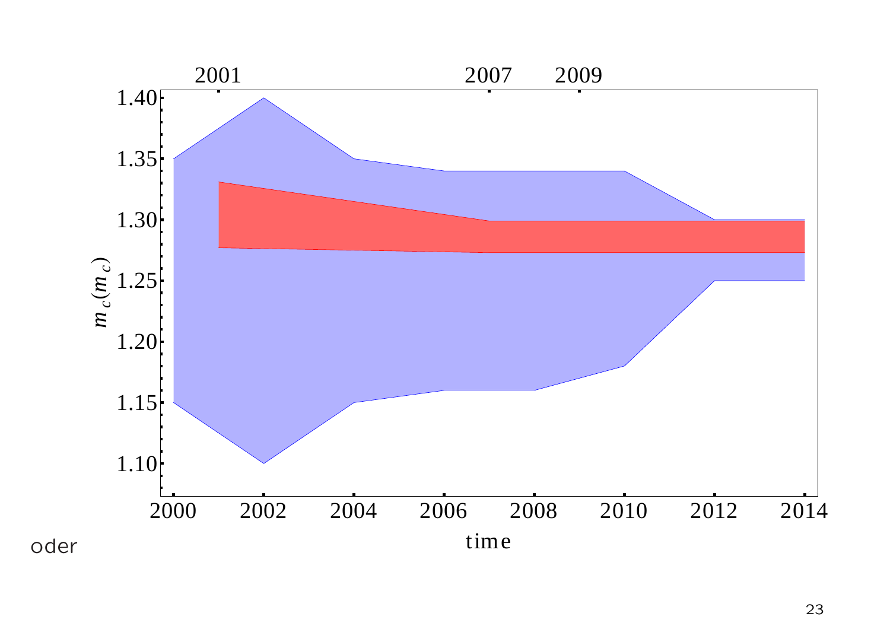oder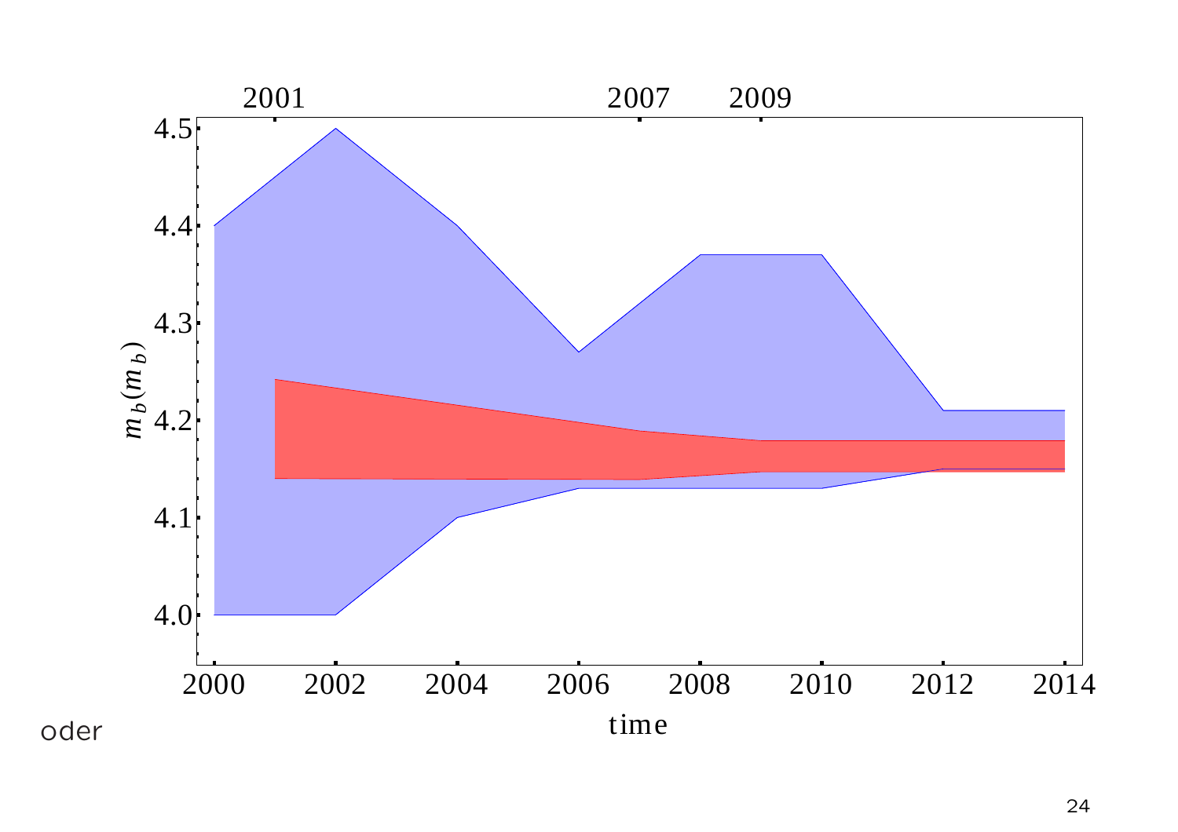oder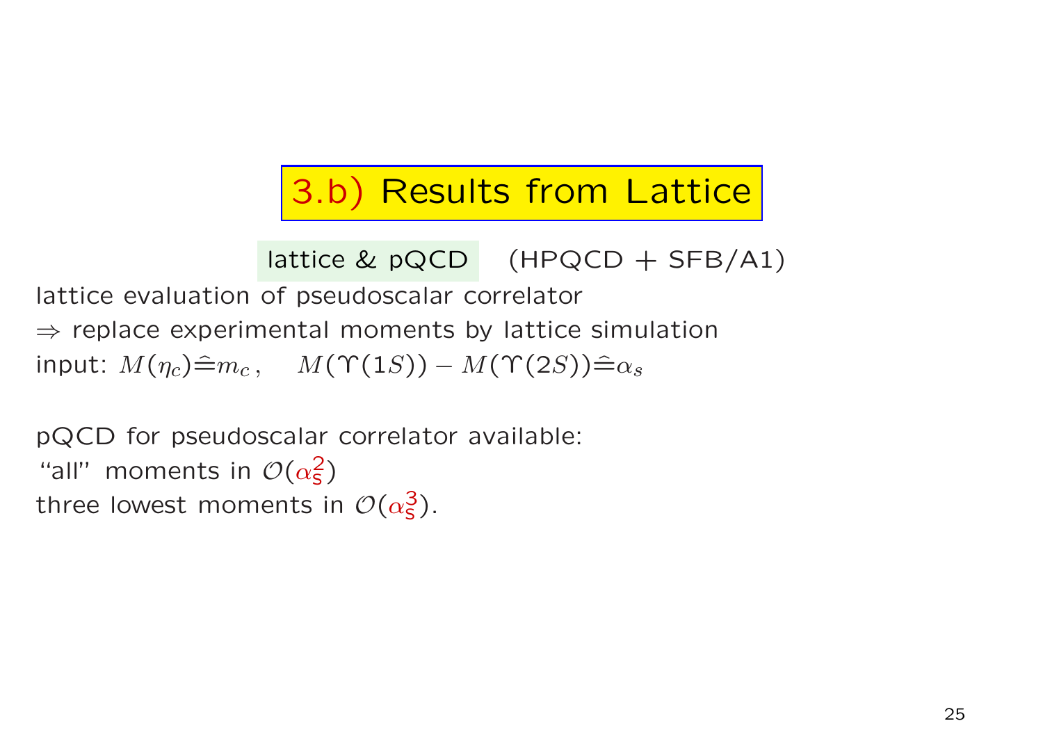# 3.b) Results from Lattice

lattice & pQCD (HPQCD + SFB/A1)

lattice evaluation of pseudoscalar correlator
$\Rightarrow$ replace experimental moments by lattice simulation
input: $M(\eta_c) \hat{=} m_c\,, \quad M(\Upsilon(1S)) - M(\Upsilon(2S)) \hat{=} \alpha_s$

pQCD for pseudoscalar correlator available:
"all" moments in $\mathcal{O}(\alpha_s^2)$
three lowest moments in $\mathcal{O}(\alpha_s^3)$.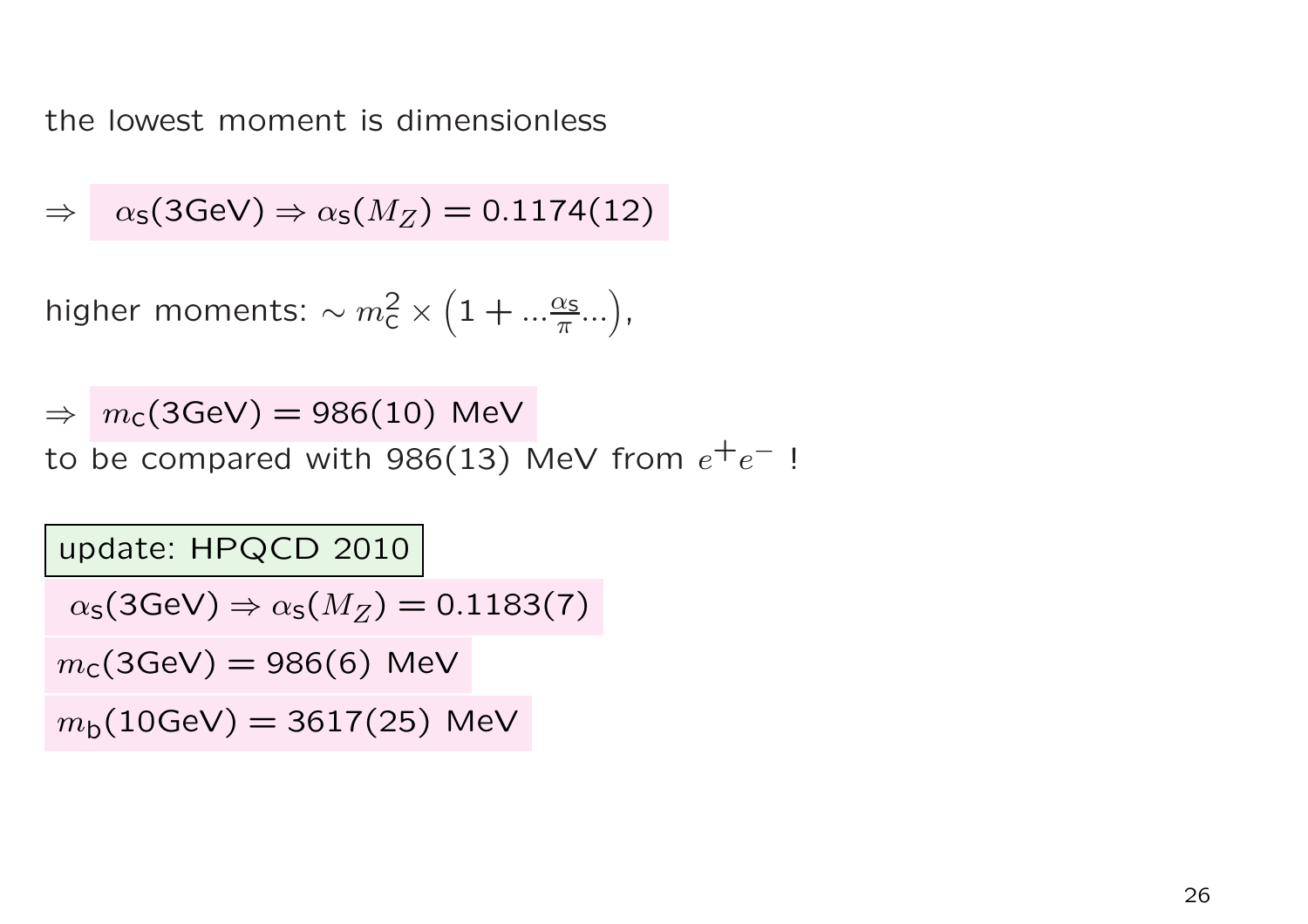the lowest moment is dimensionless

$\Rightarrow$ $\alpha_s(3\text{GeV}) \Rightarrow \alpha_s(M_Z) = 0.1174(12)$

higher moments: $\sim m_c^2 \times \left(1 + ...\frac{\alpha_s}{\pi}...\right)$,

$\Rightarrow$ $m_c(3\text{GeV}) = 986(10)$ MeV

to be compared with 986(13) MeV from $e^+e^-$ !

**update: HPQCD 2010**

$\alpha_s(3\text{GeV}) \Rightarrow \alpha_s(M_Z) = 0.1183(7)$

$m_c(3\text{GeV}) = 986(6)$ MeV

$m_b(10\text{GeV}) = 3617(25)$ MeV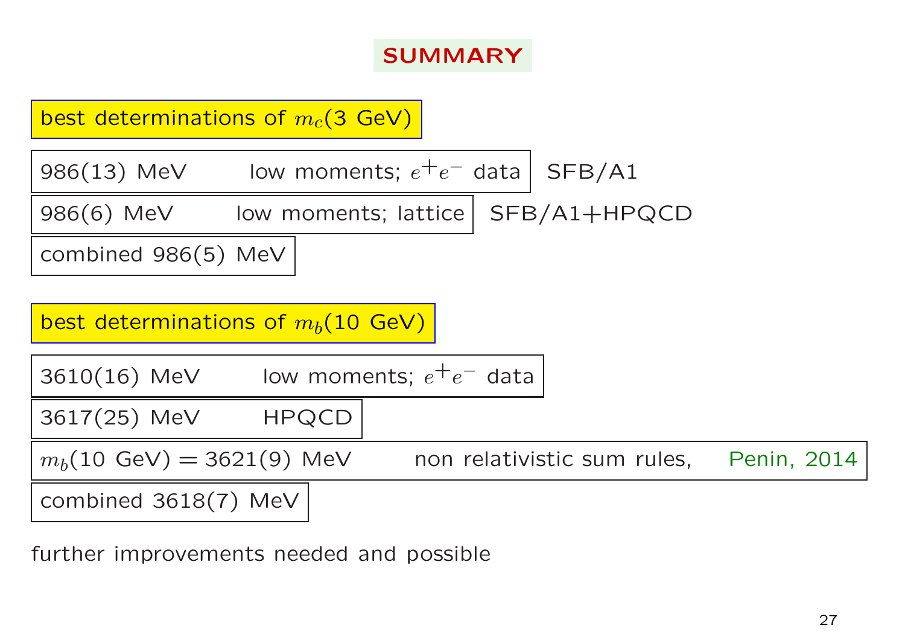# SUMMARY

**best determinations of $m_c(3\text{ GeV})$**

986(13) MeV    low moments; $e^+e^-$ data    SFB/A1

986(6) MeV    low moments; lattice    SFB/A1+HPQCD

combined 986(5) MeV

**best determinations of $m_b(10\text{ GeV})$**

3610(16) MeV    low moments; $e^+e^-$ data

3617(25) MeV    HPQCD

$m_b(10\text{ GeV}) = 3621(9)$ MeV    non relativistic sum rules,    Penin, 2014

combined 3618(7) MeV

further improvements needed and possible